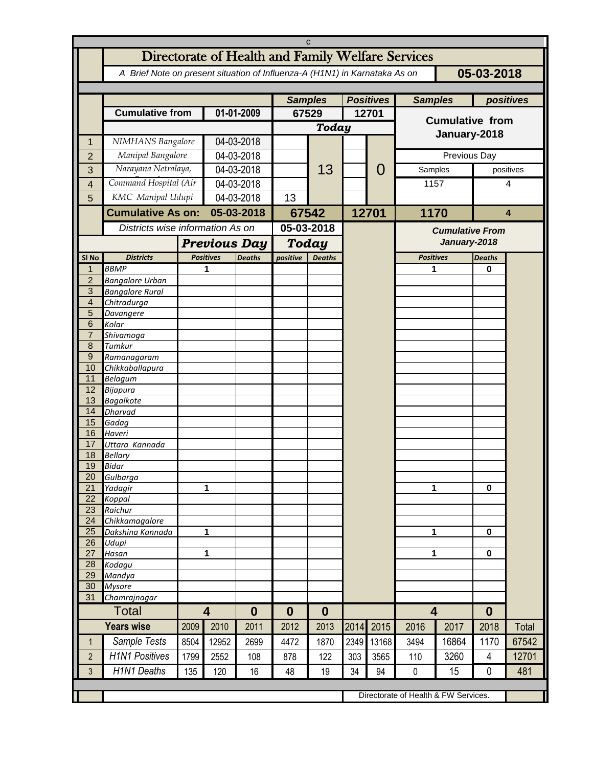# Directorate of Health and Family Welfare Services

*A Brief Note on present situation of Influenza-A (H1N1) in Karnataka As on* **05-03-2018**

| | | | Samples | | Positives | | Samples | positives |
|---|---|---|---|---|---|---|---|---|
| | **Cumulative from** | **01-01-2009** | **67529** | | **12701** | | **Cumulative from January-2018** | |
| | | | ***Today*** | | | | | |
| 1 | *NIMHANS Bangalore* | 04-03-2018 | | 13 | | 0 | | |
| 2 | *Manipal Bangalore* | 04-03-2018 | | | | | Previous Day | |
| 3 | *Narayana Netralaya,* | 04-03-2018 | | | | | Samples | positives |
| 4 | *Command Hospital (Air* | 04-03-2018 | | | | | 1157 | 4 |
| 5 | *KMC Manipal Udupi* | 04-03-2018 | 13 | | | | | |
| | **Cumulative As on:** | **05-03-2018** | **67542** | | **12701** | | **1170** | **4** |

| | *Districts wise information As on* | | **05-03-2018** | | *Cumulative From January-2018* | |
|---|---|---|---|---|---|---|
| | ***Previous Day*** | | ***Today*** | | | |
| **Sl No** | **Districts** | **Positives** | **Deaths** | **positive** | **Deaths** | **Positives** | **Deaths** |
| 1 | BBMP | 1 | | | | 1 | 0 |
| 2 | Bangalore Urban | | | | | | |
| 3 | Bangalore Rural | | | | | | |
| 4 | Chitradurga | | | | | | |
| 5 | Davangere | | | | | | |
| 6 | Kolar | | | | | | |
| 7 | Shivamoga | | | | | | |
| 8 | Tumkur | | | | | | |
| 9 | Ramanagaram | | | | | | |
| 10 | Chikkaballapura | | | | | | |
| 11 | Belagum | | | | | | |
| 12 | Bijapura | | | | | | |
| 13 | Bagalkote | | | | | | |
| 14 | Dharvad | | | | | | |
| 15 | Gadag | | | | | | |
| 16 | Haveri | | | | | | |
| 17 | Uttara Kannada | | | | | | |
| 18 | Bellary | | | | | | |
| 19 | Bidar | | | | | | |
| 20 | Gulbarga | | | | | | |
| 21 | Yadagir | 1 | | | | 1 | 0 |
| 22 | Koppal | | | | | | |
| 23 | Raichur | | | | | | |
| 24 | Chikkamagalore | | | | | | |
| 25 | Dakshina Kannada | 1 | | | | 1 | 0 |
| 26 | Udupi | | | | | | |
| 27 | Hasan | 1 | | | | 1 | 0 |
| 28 | Kodagu | | | | | | |
| 29 | Mandya | | | | | | |
| 30 | Mysore | | | | | | |
| 31 | Chamrajnagar | | | | | | |
| | **Total** | **4** | **0** | **0** | **0** | **4** | **0** |

| **Years wise** | 2009 | 2010 | 2011 | 2012 | 2013 | 2014 | 2015 | 2016 | 2017 | 2018 | Total |
|---|---|---|---|---|---|---|---|---|---|---|---|
| 1 *Sample Tests* | 8504 | 12952 | 2699 | 4472 | 1870 | 2349 | 13168 | 3494 | 16864 | 1170 | 67542 |
| 2 *H1N1 Positives* | 1799 | 2552 | 108 | 878 | 122 | 303 | 3565 | 110 | 3260 | 4 | 12701 |
| 3 *H1N1 Deaths* | 135 | 120 | 16 | 48 | 19 | 34 | 94 | 0 | 15 | 0 | 481 |

Directorate of Health & FW Services.